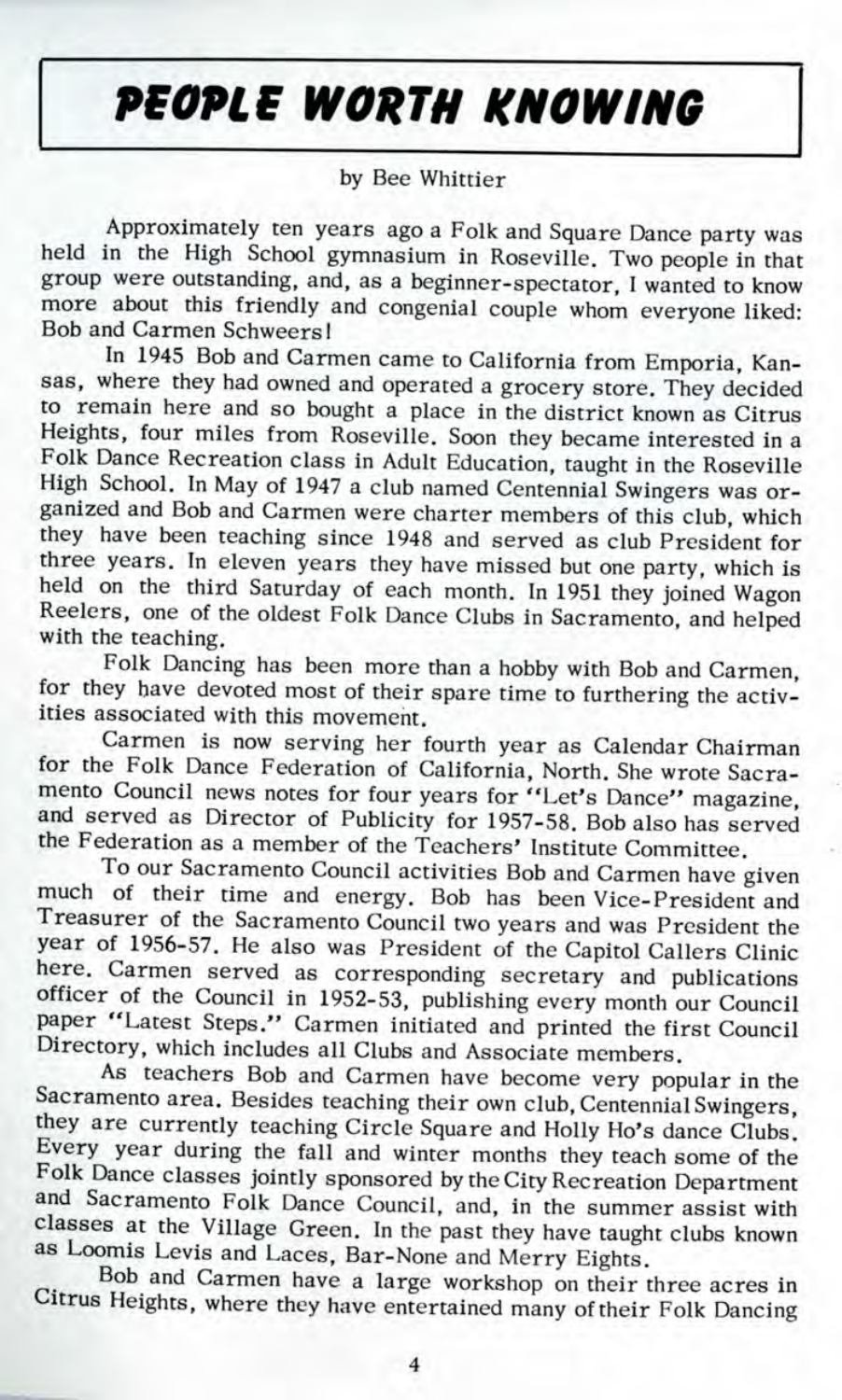# PEOPLE WORTH KNOWING

by Bee Whittier

Approximately ten years ago a Folk and Square Dance party was held in the High School gymnasium in Roseville. Two people in that group were outstanding, and, as a beginner-spectator, I wanted to know more about this friendly and congenial couple whom everyone liked: Bob and Carmen Schweers!

In 1945 Bob and Carmen came to California from Emporia, Kansas, where they had owned and operated a grocery store. They decided to remain here and so bought a place in the district known as Citrus Heights, four miles from Roseville. Soon they became interested in a Folk Dance Recreation class in Adult Education, taught in the Roseville High School. In May of 1947 a club named Centennial Swingers was organized and Bob and Carmen were charter members of this club, which they have been teaching since 1948 and served as club President for three years. In eleven years they have missed but one party, which is held on the third Saturday of each month. In 1951 they joined Wagon Reelers, one of the oldest Folk Dance Clubs in Sacramento, and helped with the teaching.

Folk Dancing has been more than a hobby with Bob and Carmen, for they have devoted most of their spare time to furthering the activities associated with this movement.

Carmen is now serving her fourth year as Calendar Chairman for the Folk Dance Federation of California, North. She wrote Sacramento Council news notes for four years for "Let's Dance" magazine, and served as Director of Publicity for 1957-58. Bob also has served the Federation as a member of the Teachers' Institute Committee.

To our Sacramento Council activities Bob and Carmen have given much of their time and energy. Bob has been Vice-President and Treasurer of the Sacramento Council two years and was President the year of 1956-57. He also was President of the Capitol Callers Clinic here. Carmen served as corresponding secretary and publications officer of the Council in 1952-53, publishing every month our Council paper "Latest Steps." Carmen initiated and printed the first Council Directory, which includes all Clubs and Associate members.

As teachers Bob and Carmen have become very popular in the Sacramento area. Besides teaching their own club, Centennial Swingers, they are currently teaching Circle Square and Holly Ho's dance Clubs. Every year during the fall and winter months they teach some of the Folk Dance classes jointly sponsored by the City Recreation Department and Sacramento Folk Dance Council, and, in the summer assist with classes at the Village Green. In the past they have taught clubs known as Loomis Levis and Laces, Bar-None and Merry Eights.

Bob and Carmen have a large workshop on their three acres in Citrus Heights, where they have entertained many of their Folk Dancing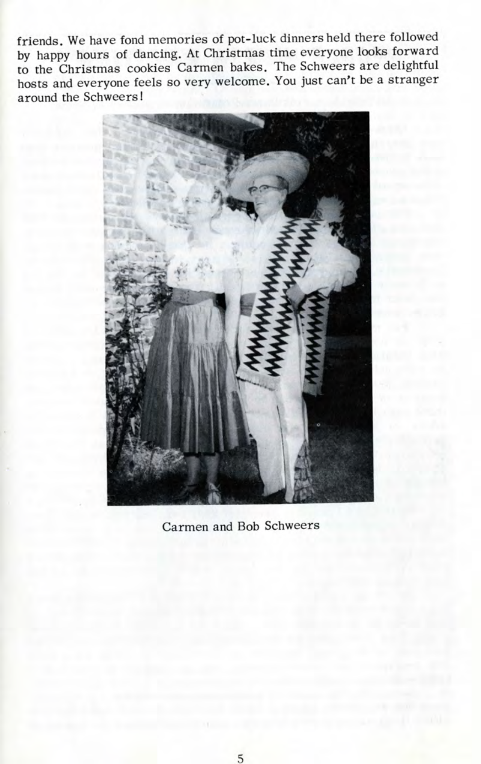friends. We have fond memories of pot-luck dinners held there followed by happy hours of dancing. At Christmas time everyone looks forward to the Christmas cookies Carmen bakes. The Schweers are delightful hosts and everyone feels so very welcome. You just can't be a stranger around the Schweers!

Carmen and Bob Schweers